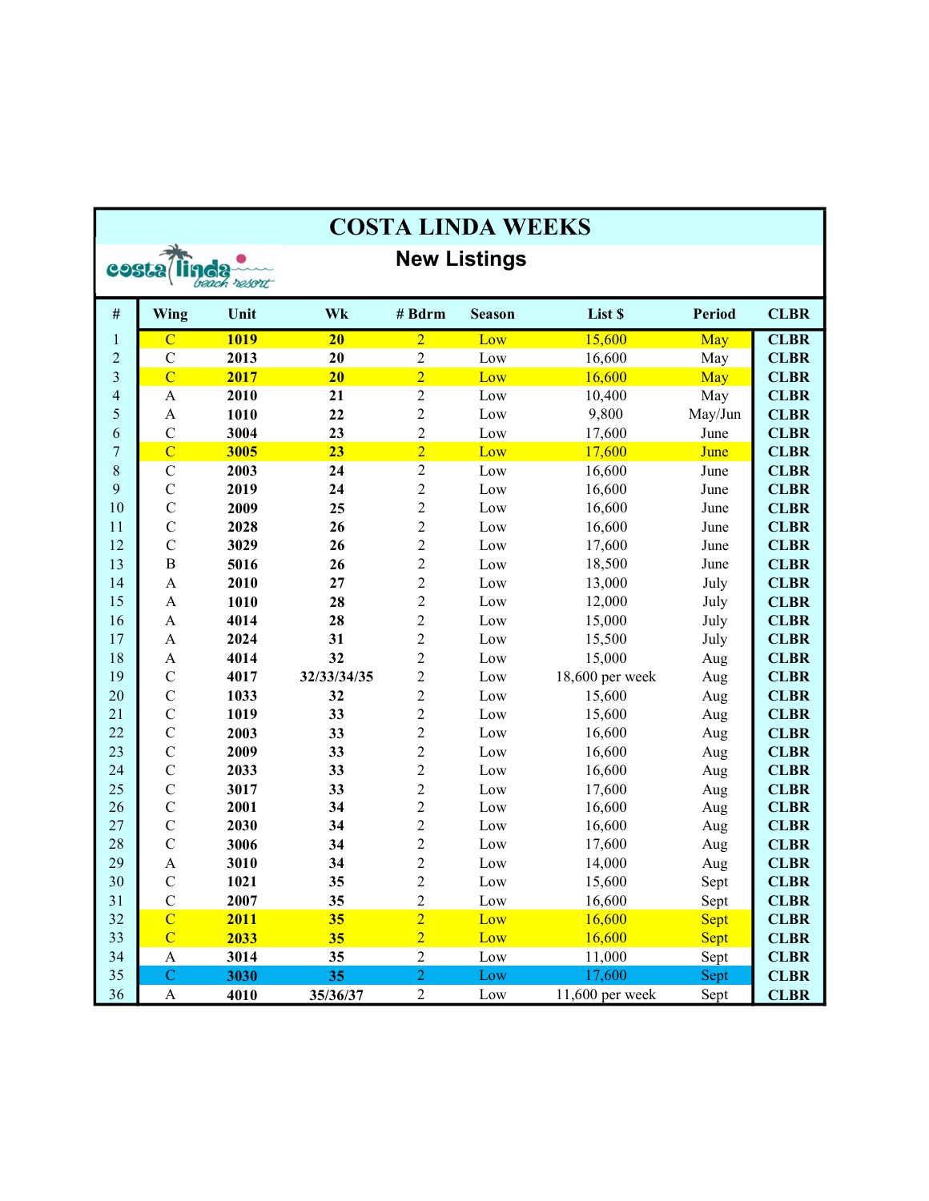# COSTA LINDA WEEKS

## New Listings

| # | Wing | Unit | Wk | # Bdrm | Season | List $ | Period | CLBR |
|---|---|---|---|---|---|---|---|---|
| 1 | C | **1019** | **20** | 2 | Low | 15,600 | May | **CLBR** |
| 2 | C | **2013** | **20** | 2 | Low | 16,600 | May | **CLBR** |
| 3 | C | **2017** | **20** | 2 | Low | 16,600 | May | **CLBR** |
| 4 | A | **2010** | **21** | 2 | Low | 10,400 | May | **CLBR** |
| 5 | A | **1010** | **22** | 2 | Low | 9,800 | May/Jun | **CLBR** |
| 6 | C | **3004** | **23** | 2 | Low | 17,600 | June | **CLBR** |
| 7 | C | **3005** | **23** | 2 | Low | 17,600 | June | **CLBR** |
| 8 | C | **2003** | **24** | 2 | Low | 16,600 | June | **CLBR** |
| 9 | C | **2019** | **24** | 2 | Low | 16,600 | June | **CLBR** |
| 10 | C | **2009** | **25** | 2 | Low | 16,600 | June | **CLBR** |
| 11 | C | **2028** | **26** | 2 | Low | 16,600 | June | **CLBR** |
| 12 | C | **3029** | **26** | 2 | Low | 17,600 | June | **CLBR** |
| 13 | B | **5016** | **26** | 2 | Low | 18,500 | June | **CLBR** |
| 14 | A | **2010** | **27** | 2 | Low | 13,000 | July | **CLBR** |
| 15 | A | **1010** | **28** | 2 | Low | 12,000 | July | **CLBR** |
| 16 | A | **4014** | **28** | 2 | Low | 15,000 | July | **CLBR** |
| 17 | A | **2024** | **31** | 2 | Low | 15,500 | July | **CLBR** |
| 18 | A | **4014** | **32** | 2 | Low | 15,000 | Aug | **CLBR** |
| 19 | C | **4017** | **32/33/34/35** | 2 | Low | 18,600 per week | Aug | **CLBR** |
| 20 | C | **1033** | **32** | 2 | Low | 15,600 | Aug | **CLBR** |
| 21 | C | **1019** | **33** | 2 | Low | 15,600 | Aug | **CLBR** |
| 22 | C | **2003** | **33** | 2 | Low | 16,600 | Aug | **CLBR** |
| 23 | C | **2009** | **33** | 2 | Low | 16,600 | Aug | **CLBR** |
| 24 | C | **2033** | **33** | 2 | Low | 16,600 | Aug | **CLBR** |
| 25 | C | **3017** | **33** | 2 | Low | 17,600 | Aug | **CLBR** |
| 26 | C | **2001** | **34** | 2 | Low | 16,600 | Aug | **CLBR** |
| 27 | C | **2030** | **34** | 2 | Low | 16,600 | Aug | **CLBR** |
| 28 | C | **3006** | **34** | 2 | Low | 17,600 | Aug | **CLBR** |
| 29 | A | **3010** | **34** | 2 | Low | 14,000 | Aug | **CLBR** |
| 30 | C | **1021** | **35** | 2 | Low | 15,600 | Sept | **CLBR** |
| 31 | C | **2007** | **35** | 2 | Low | 16,600 | Sept | **CLBR** |
| 32 | C | **2011** | **35** | 2 | Low | 16,600 | Sept | **CLBR** |
| 33 | C | **2033** | **35** | 2 | Low | 16,600 | Sept | **CLBR** |
| 34 | A | **3014** | **35** | 2 | Low | 11,000 | Sept | **CLBR** |
| 35 | C | **3030** | **35** | 2 | Low | 17,600 | Sept | **CLBR** |
| 36 | A | **4010** | **35/36/37** | 2 | Low | 11,600 per week | Sept | **CLBR** |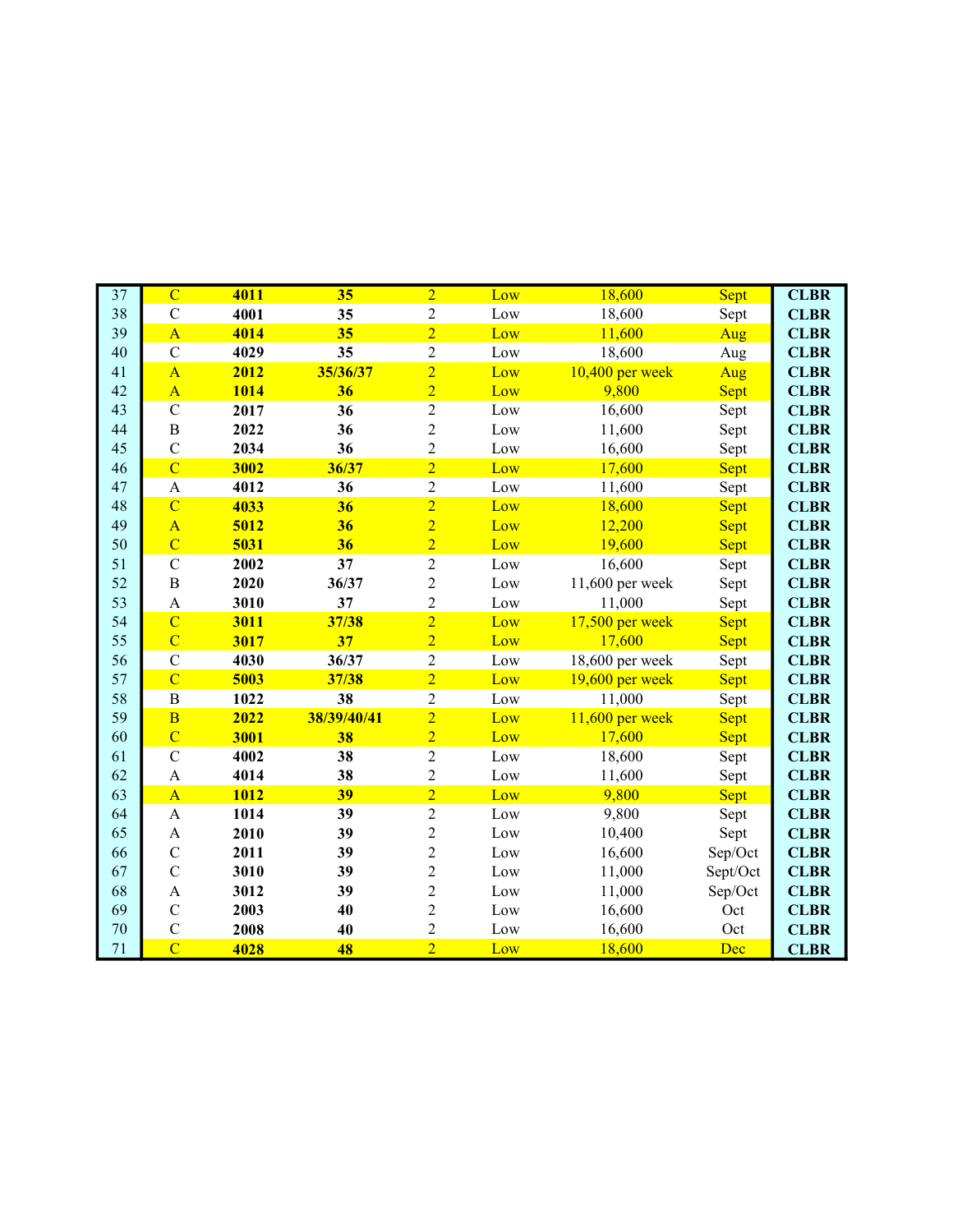| | | | | | | | | |
|---|---|---|---|---|---|---|---|---|
| 37 | C | **4011** | **35** | 2 | Low | 18,600 | Sept | **CLBR** |
| 38 | C | **4001** | **35** | 2 | Low | 18,600 | Sept | **CLBR** |
| 39 | A | **4014** | **35** | 2 | Low | 11,600 | Aug | **CLBR** |
| 40 | C | **4029** | **35** | 2 | Low | 18,600 | Aug | **CLBR** |
| 41 | A | **2012** | **35/36/37** | 2 | Low | 10,400 per week | Aug | **CLBR** |
| 42 | A | **1014** | **36** | 2 | Low | 9,800 | Sept | **CLBR** |
| 43 | C | **2017** | **36** | 2 | Low | 16,600 | Sept | **CLBR** |
| 44 | B | **2022** | **36** | 2 | Low | 11,600 | Sept | **CLBR** |
| 45 | C | **2034** | **36** | 2 | Low | 16,600 | Sept | **CLBR** |
| 46 | C | **3002** | **36/37** | 2 | Low | 17,600 | Sept | **CLBR** |
| 47 | A | **4012** | **36** | 2 | Low | 11,600 | Sept | **CLBR** |
| 48 | C | **4033** | **36** | 2 | Low | 18,600 | Sept | **CLBR** |
| 49 | A | **5012** | **36** | 2 | Low | 12,200 | Sept | **CLBR** |
| 50 | C | **5031** | **36** | 2 | Low | 19,600 | Sept | **CLBR** |
| 51 | C | **2002** | **37** | 2 | Low | 16,600 | Sept | **CLBR** |
| 52 | B | **2020** | **36/37** | 2 | Low | 11,600 per week | Sept | **CLBR** |
| 53 | A | **3010** | **37** | 2 | Low | 11,000 | Sept | **CLBR** |
| 54 | C | **3011** | **37/38** | 2 | Low | 17,500 per week | Sept | **CLBR** |
| 55 | C | **3017** | **37** | 2 | Low | 17,600 | Sept | **CLBR** |
| 56 | C | **4030** | **36/37** | 2 | Low | 18,600 per week | Sept | **CLBR** |
| 57 | C | **5003** | **37/38** | 2 | Low | 19,600 per week | Sept | **CLBR** |
| 58 | B | **1022** | **38** | 2 | Low | 11,000 | Sept | **CLBR** |
| 59 | B | **2022** | **38/39/40/41** | 2 | Low | 11,600 per week | Sept | **CLBR** |
| 60 | C | **3001** | **38** | 2 | Low | 17,600 | Sept | **CLBR** |
| 61 | C | **4002** | **38** | 2 | Low | 18,600 | Sept | **CLBR** |
| 62 | A | **4014** | **38** | 2 | Low | 11,600 | Sept | **CLBR** |
| 63 | A | **1012** | **39** | 2 | Low | 9,800 | Sept | **CLBR** |
| 64 | A | **1014** | **39** | 2 | Low | 9,800 | Sept | **CLBR** |
| 65 | A | **2010** | **39** | 2 | Low | 10,400 | Sept | **CLBR** |
| 66 | C | **2011** | **39** | 2 | Low | 16,600 | Sep/Oct | **CLBR** |
| 67 | C | **3010** | **39** | 2 | Low | 11,000 | Sept/Oct | **CLBR** |
| 68 | A | **3012** | **39** | 2 | Low | 11,000 | Sep/Oct | **CLBR** |
| 69 | C | **2003** | **40** | 2 | Low | 16,600 | Oct | **CLBR** |
| 70 | C | **2008** | **40** | 2 | Low | 16,600 | Oct | **CLBR** |
| 71 | C | **4028** | **48** | 2 | Low | 18,600 | Dec | **CLBR** |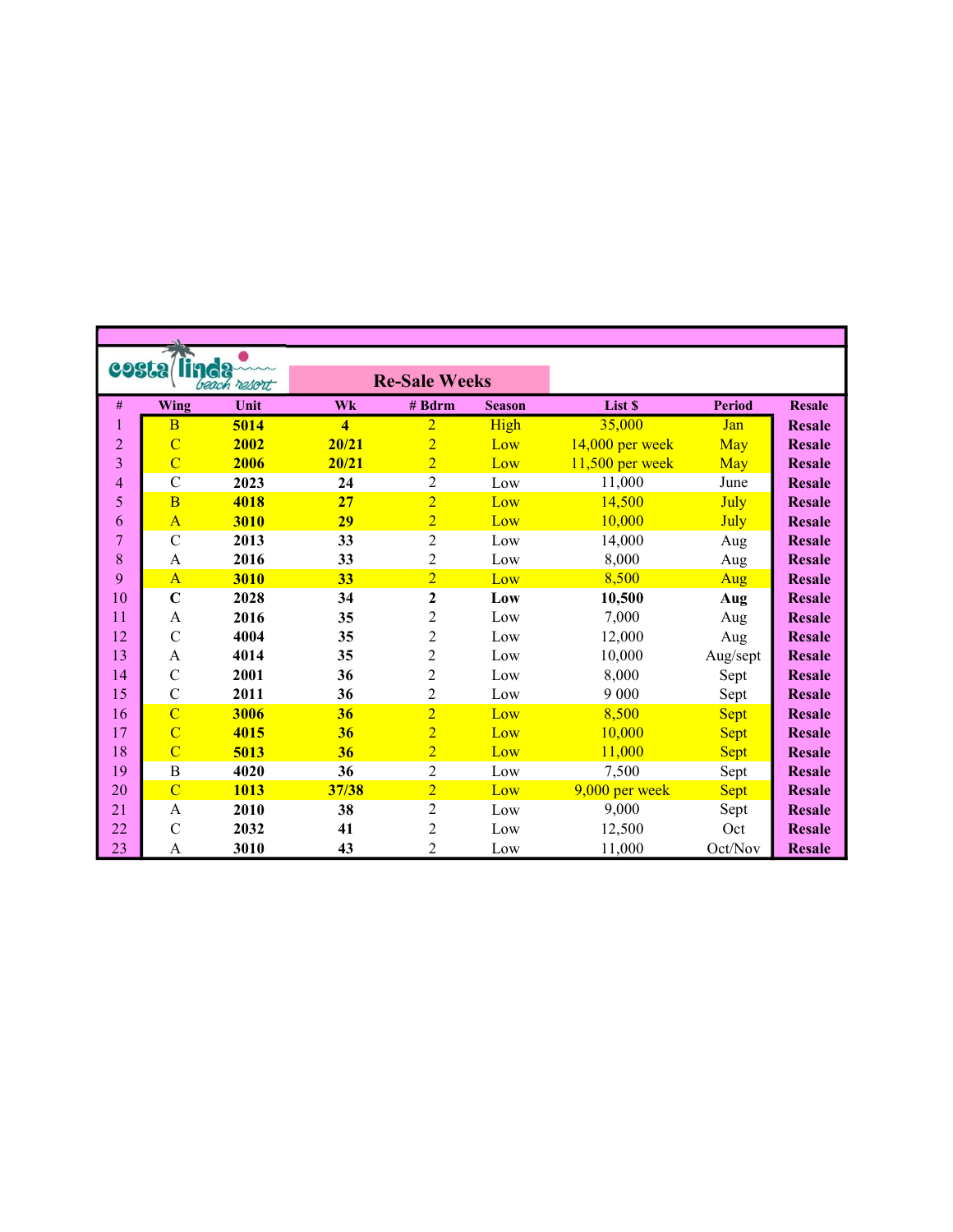costa linda beach resort

## Re-Sale Weeks

| # | Wing | Unit | Wk | # Bdrm | Season | List $ | Period | Resale |
|---|---|---|---|---|---|---|---|---|
| 1 | B | 5014 | 4 | 2 | High | 35,000 | Jan | Resale |
| 2 | C | 2002 | 20/21 | 2 | Low | 14,000 per week | May | Resale |
| 3 | C | 2006 | 20/21 | 2 | Low | 11,500 per week | May | Resale |
| 4 | C | 2023 | 24 | 2 | Low | 11,000 | June | Resale |
| 5 | B | 4018 | 27 | 2 | Low | 14,500 | July | Resale |
| 6 | A | 3010 | 29 | 2 | Low | 10,000 | July | Resale |
| 7 | C | 2013 | 33 | 2 | Low | 14,000 | Aug | Resale |
| 8 | A | 2016 | 33 | 2 | Low | 8,000 | Aug | Resale |
| 9 | A | 3010 | 33 | 2 | Low | 8,500 | Aug | Resale |
| 10 | C | 2028 | 34 | 2 | Low | 10,500 | Aug | Resale |
| 11 | A | 2016 | 35 | 2 | Low | 7,000 | Aug | Resale |
| 12 | C | 4004 | 35 | 2 | Low | 12,000 | Aug | Resale |
| 13 | A | 4014 | 35 | 2 | Low | 10,000 | Aug/sept | Resale |
| 14 | C | 2001 | 36 | 2 | Low | 8,000 | Sept | Resale |
| 15 | C | 2011 | 36 | 2 | Low | 9 000 | Sept | Resale |
| 16 | C | 3006 | 36 | 2 | Low | 8,500 | Sept | Resale |
| 17 | C | 4015 | 36 | 2 | Low | 10,000 | Sept | Resale |
| 18 | C | 5013 | 36 | 2 | Low | 11,000 | Sept | Resale |
| 19 | B | 4020 | 36 | 2 | Low | 7,500 | Sept | Resale |
| 20 | C | 1013 | 37/38 | 2 | Low | 9,000 per week | Sept | Resale |
| 21 | A | 2010 | 38 | 2 | Low | 9,000 | Sept | Resale |
| 22 | C | 2032 | 41 | 2 | Low | 12,500 | Oct | Resale |
| 23 | A | 3010 | 43 | 2 | Low | 11,000 | Oct/Nov | Resale |